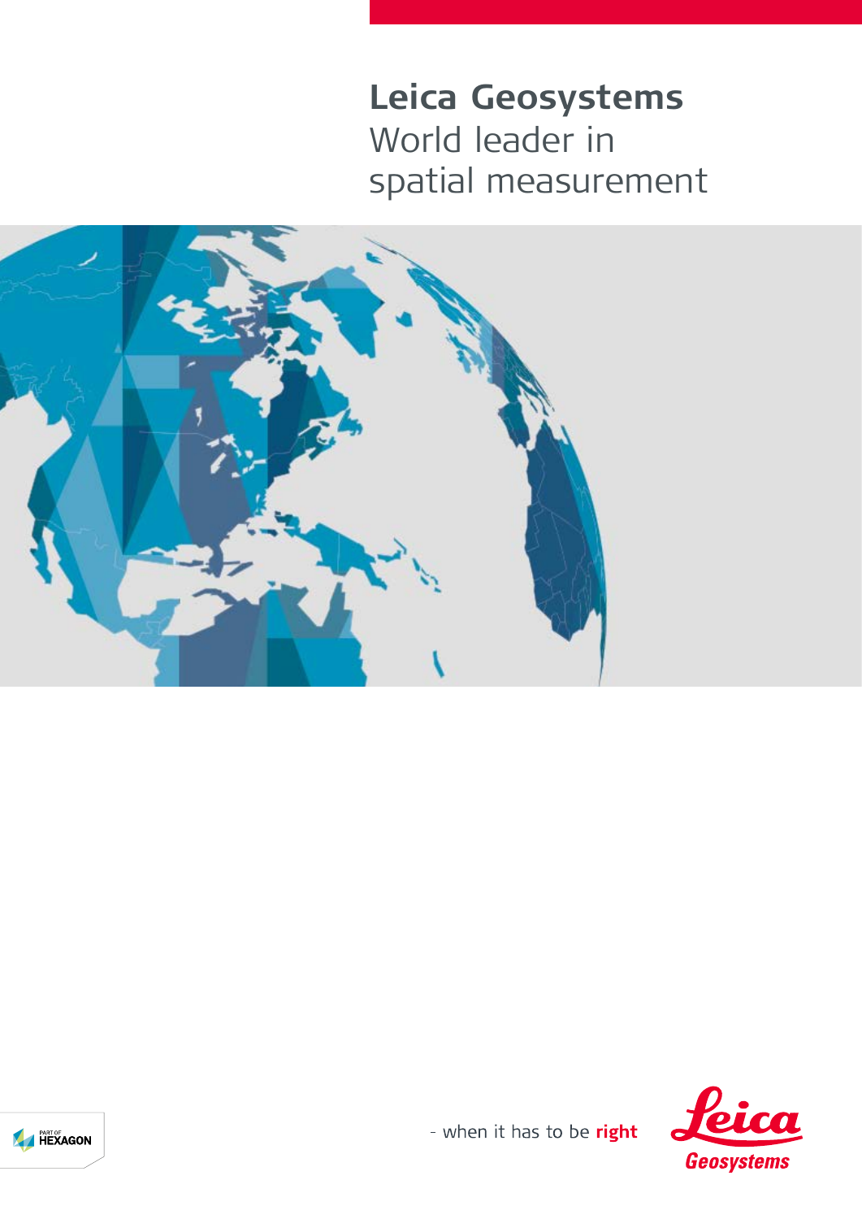# Leica Geosystems
World leader in spatial measurement

PART OF HEXAGON

- when it has to be **right**

Leica Geosystems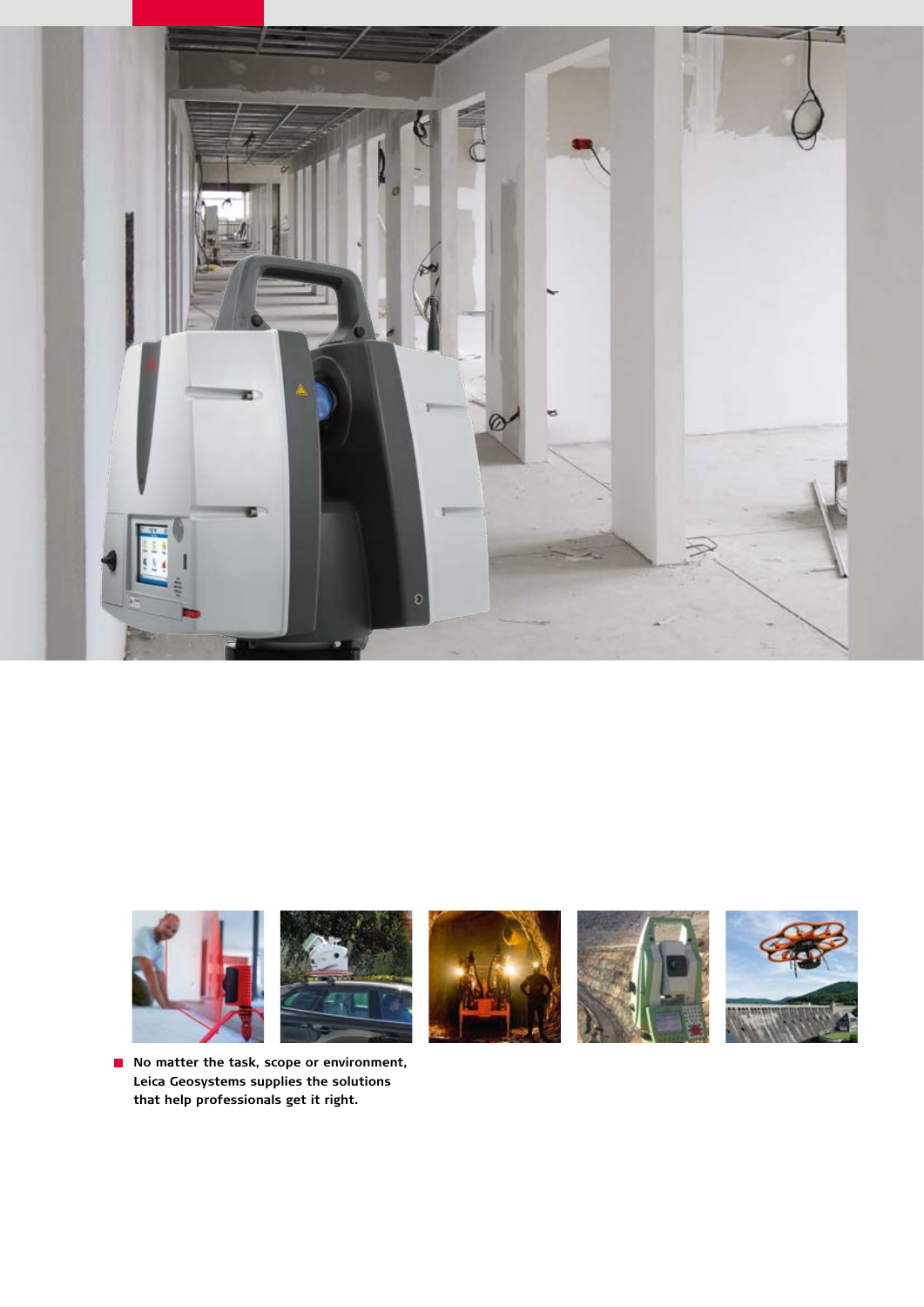No matter the task, scope or environment, Leica Geosystems supplies the solutions that help professionals get it right.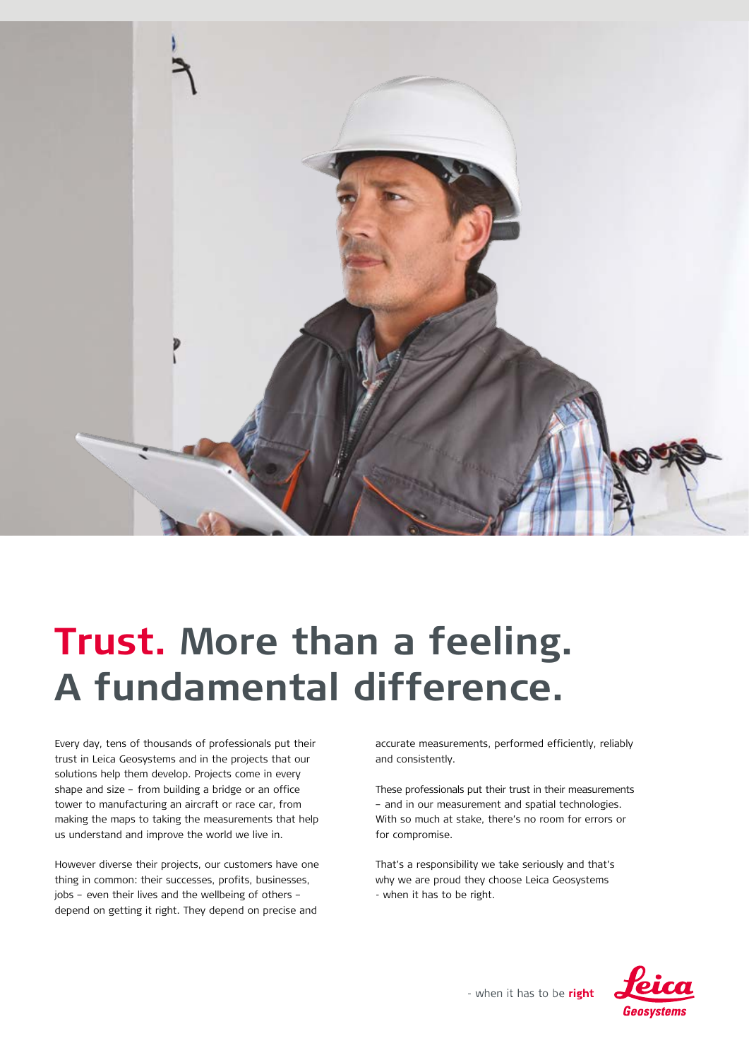# **Trust.** More than a feeling. A fundamental difference.

Every day, tens of thousands of professionals put their trust in Leica Geosystems and in the projects that our solutions help them develop. Projects come in every shape and size – from building a bridge or an office tower to manufacturing an aircraft or race car, from making the maps to taking the measurements that help us understand and improve the world we live in.

However diverse their projects, our customers have one thing in common: their successes, profits, businesses, jobs – even their lives and the wellbeing of others – depend on getting it right. They depend on precise and accurate measurements, performed efficiently, reliably and consistently.

These professionals put their trust in their measurements – and in our measurement and spatial technologies. With so much at stake, there's no room for errors or for compromise.

That's a responsibility we take seriously and that's why we are proud they choose Leica Geosystems - when it has to be right.

- when it has to be **right**

Leica Geosystems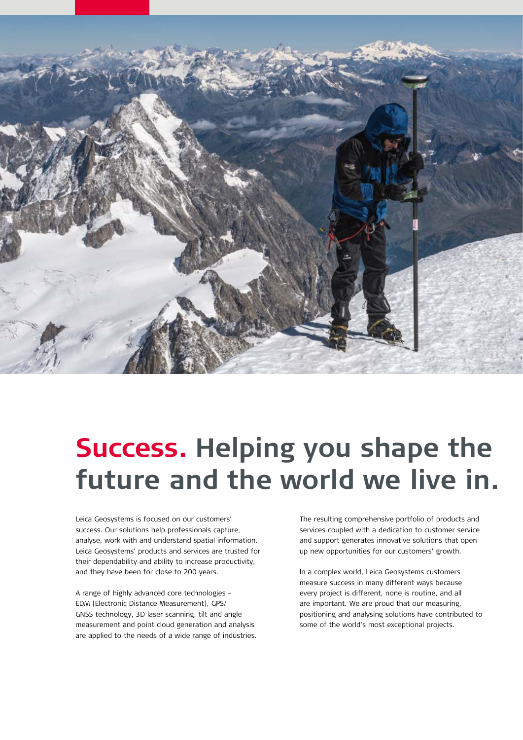# **Success.** Helping you shape the future and the world we live in.

Leica Geosystems is focused on our customers' success. Our solutions help professionals capture, analyse, work with and understand spatial information. Leica Geosystems' products and services are trusted for their dependability and ability to increase productivity, and they have been for close to 200 years.

A range of highly advanced core technologies – EDM (Electronic Distance Measurement), GPS/GNSS technology, 3D laser scanning, tilt and angle measurement and point cloud generation and analysis are applied to the needs of a wide range of industries.

The resulting comprehensive portfolio of products and services coupled with a dedication to customer service and support generates innovative solutions that open up new opportunities for our customers' growth.

In a complex world, Leica Geosystems customers measure success in many different ways because every project is different, none is routine, and all are important. We are proud that our measuring, positioning and analysing solutions have contributed to some of the world's most exceptional projects.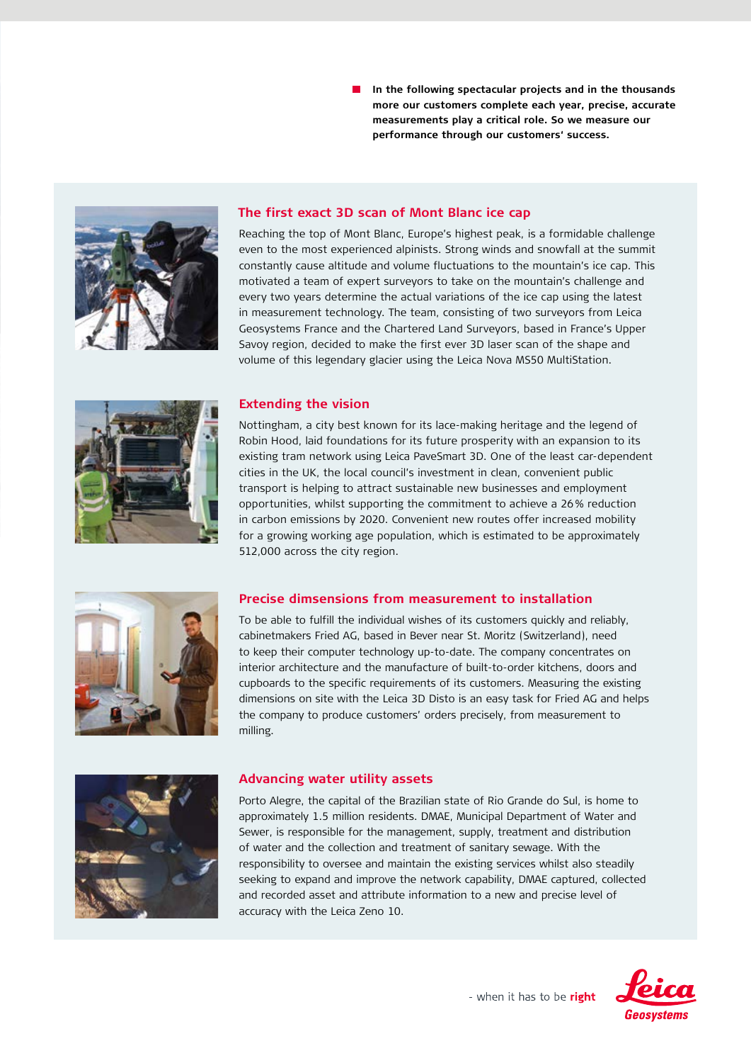In the following spectacular projects and in the thousands more our customers complete each year, precise, accurate measurements play a critical role. So we measure our performance through our customers' success.

## The first exact 3D scan of Mont Blanc ice cap

Reaching the top of Mont Blanc, Europe's highest peak, is a formidable challenge even to the most experienced alpinists. Strong winds and snowfall at the summit constantly cause altitude and volume fluctuations to the mountain's ice cap. This motivated a team of expert surveyors to take on the mountain's challenge and every two years determine the actual variations of the ice cap using the latest in measurement technology. The team, consisting of two surveyors from Leica Geosystems France and the Chartered Land Surveyors, based in France's Upper Savoy region, decided to make the first ever 3D laser scan of the shape and volume of this legendary glacier using the Leica Nova MS50 MultiStation.

## Extending the vision

Nottingham, a city best known for its lace-making heritage and the legend of Robin Hood, laid foundations for its future prosperity with an expansion to its existing tram network using Leica PaveSmart 3D. One of the least car-dependent cities in the UK, the local council's investment in clean, convenient public transport is helping to attract sustainable new businesses and employment opportunities, whilst supporting the commitment to achieve a 26% reduction in carbon emissions by 2020. Convenient new routes offer increased mobility for a growing working age population, which is estimated to be approximately 512,000 across the city region.

## Precise dimsensions from measurement to installation

To be able to fulfill the individual wishes of its customers quickly and reliably, cabinetmakers Fried AG, based in Bever near St. Moritz (Switzerland), need to keep their computer technology up-to-date. The company concentrates on interior architecture and the manufacture of built-to-order kitchens, doors and cupboards to the specific requirements of its customers. Measuring the existing dimensions on site with the Leica 3D Disto is an easy task for Fried AG and helps the company to produce customers' orders precisely, from measurement to milling.

## Advancing water utility assets

Porto Alegre, the capital of the Brazilian state of Rio Grande do Sul, is home to approximately 1.5 million residents. DMAE, Municipal Department of Water and Sewer, is responsible for the management, supply, treatment and distribution of water and the collection and treatment of sanitary sewage. With the responsibility to oversee and maintain the existing services whilst also steadily seeking to expand and improve the network capability, DMAE captured, collected and recorded asset and attribute information to a new and precise level of accuracy with the Leica Zeno 10.

- when it has to be **right**

Leica Geosystems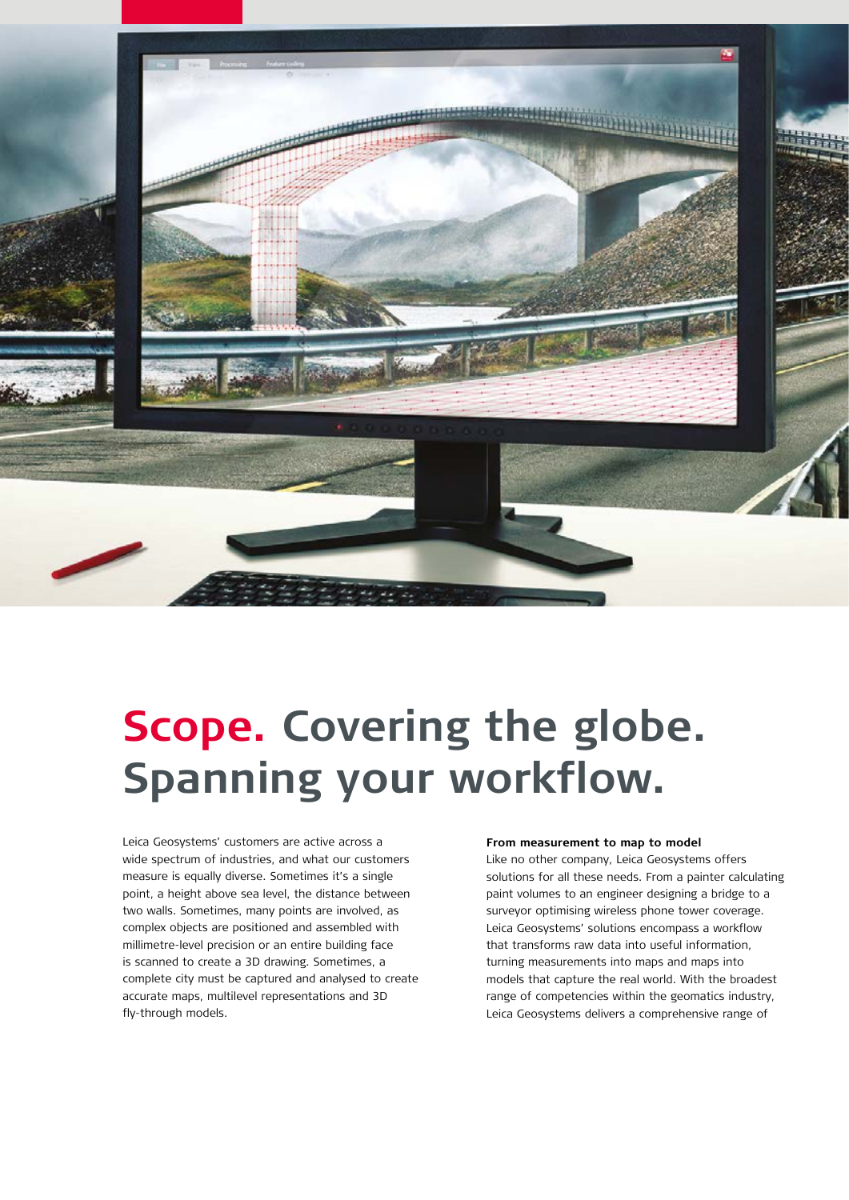# Scope. Covering the globe. Spanning your workflow.

Leica Geosystems' customers are active across a wide spectrum of industries, and what our customers measure is equally diverse. Sometimes it's a single point, a height above sea level, the distance between two walls. Sometimes, many points are involved, as complex objects are positioned and assembled with millimetre-level precision or an entire building face is scanned to create a 3D drawing. Sometimes, a complete city must be captured and analysed to create accurate maps, multilevel representations and 3D fly-through models.

**From measurement to map to model**

Like no other company, Leica Geosystems offers solutions for all these needs. From a painter calculating paint volumes to an engineer designing a bridge to a surveyor optimising wireless phone tower coverage. Leica Geosystems' solutions encompass a workflow that transforms raw data into useful information, turning measurements into maps and maps into models that capture the real world. With the broadest range of competencies within the geomatics industry, Leica Geosystems delivers a comprehensive range of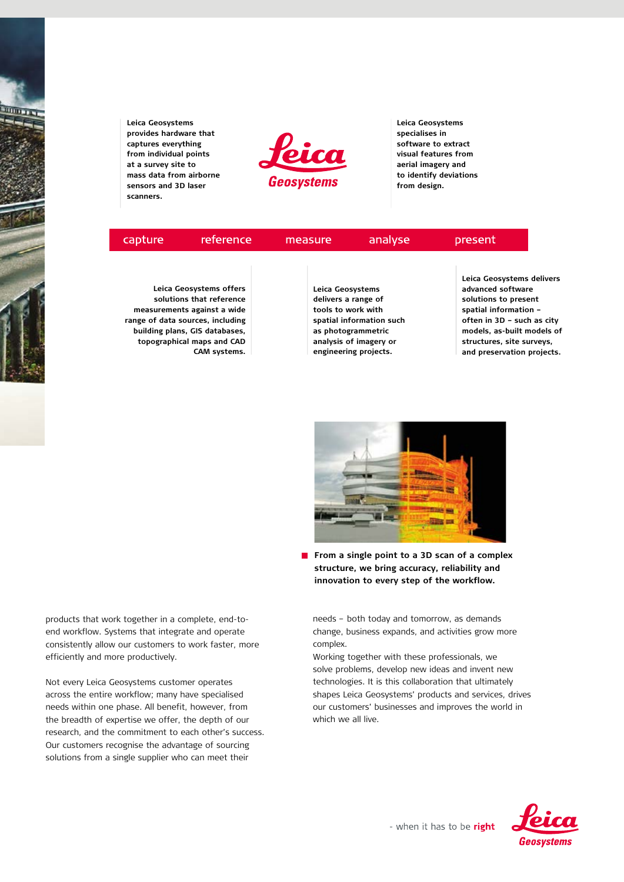Leica Geosystems provides hardware that captures everything from individual points at a survey site to mass data from airborne sensors and 3D laser scanners.

Leica Geosystems specialises in software to extract visual features from aerial imagery and to identify deviations from design.

**capture** | **reference** | **measure** | **analyse** | **present**

Leica Geosystems offers solutions that reference measurements against a wide range of data sources, including building plans, GIS databases, topographical maps and CAD CAM systems.

Leica Geosystems delivers a range of tools to work with spatial information such as photogrammetric analysis of imagery or engineering projects.

Leica Geosystems delivers advanced software solutions to present spatial information – often in 3D – such as city models, as-built models of structures, site surveys, and preservation projects.

**From a single point to a 3D scan of a complex structure, we bring accuracy, reliability and innovation to every step of the workflow.**

products that work together in a complete, end-to-end workflow. Systems that integrate and operate consistently allow our customers to work faster, more efficiently and more productively.

Not every Leica Geosystems customer operates across the entire workflow; many have specialised needs within one phase. All benefit, however, from the breadth of expertise we offer, the depth of our research, and the commitment to each other's success. Our customers recognise the advantage of sourcing solutions from a single supplier who can meet their needs – both today and tomorrow, as demands change, business expands, and activities grow more complex.
Working together with these professionals, we solve problems, develop new ideas and invent new technologies. It is this collaboration that ultimately shapes Leica Geosystems' products and services, drives our customers' businesses and improves the world in which we all live.

- when it has to be **right**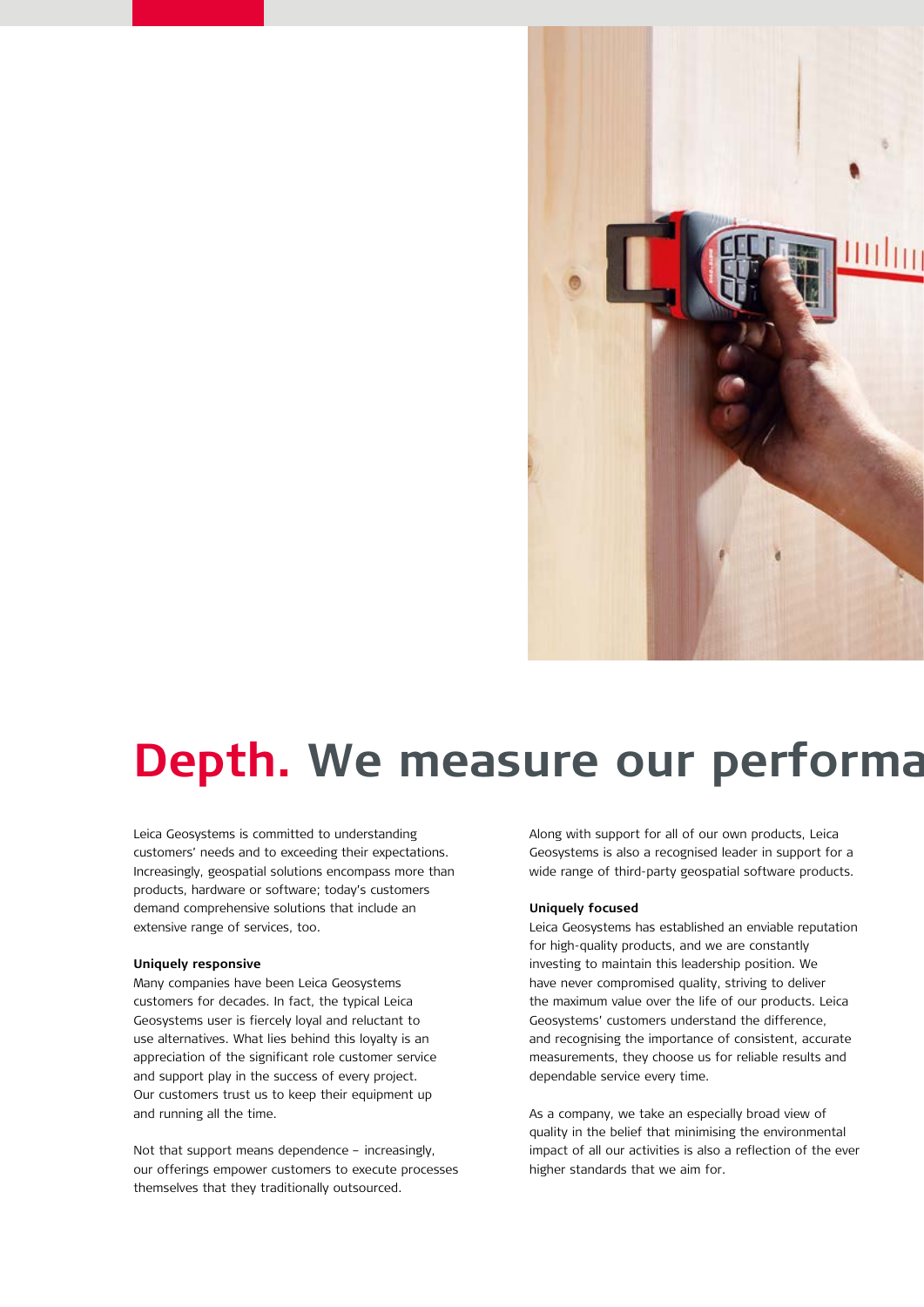# Depth. We measure our performa

Leica Geosystems is committed to understanding customers' needs and to exceeding their expectations. Increasingly, geospatial solutions encompass more than products, hardware or software; today's customers demand comprehensive solutions that include an extensive range of services, too.

**Uniquely responsive**

Many companies have been Leica Geosystems customers for decades. In fact, the typical Leica Geosystems user is fiercely loyal and reluctant to use alternatives. What lies behind this loyalty is an appreciation of the significant role customer service and support play in the success of every project. Our customers trust us to keep their equipment up and running all the time.

Not that support means dependence – increasingly, our offerings empower customers to execute processes themselves that they traditionally outsourced.

Along with support for all of our own products, Leica Geosystems is also a recognised leader in support for a wide range of third-party geospatial software products.

**Uniquely focused**

Leica Geosystems has established an enviable reputation for high-quality products, and we are constantly investing to maintain this leadership position. We have never compromised quality, striving to deliver the maximum value over the life of our products. Leica Geosystems' customers understand the difference, and recognising the importance of consistent, accurate measurements, they choose us for reliable results and dependable service every time.

As a company, we take an especially broad view of quality in the belief that minimising the environmental impact of all our activities is also a reflection of the ever higher standards that we aim for.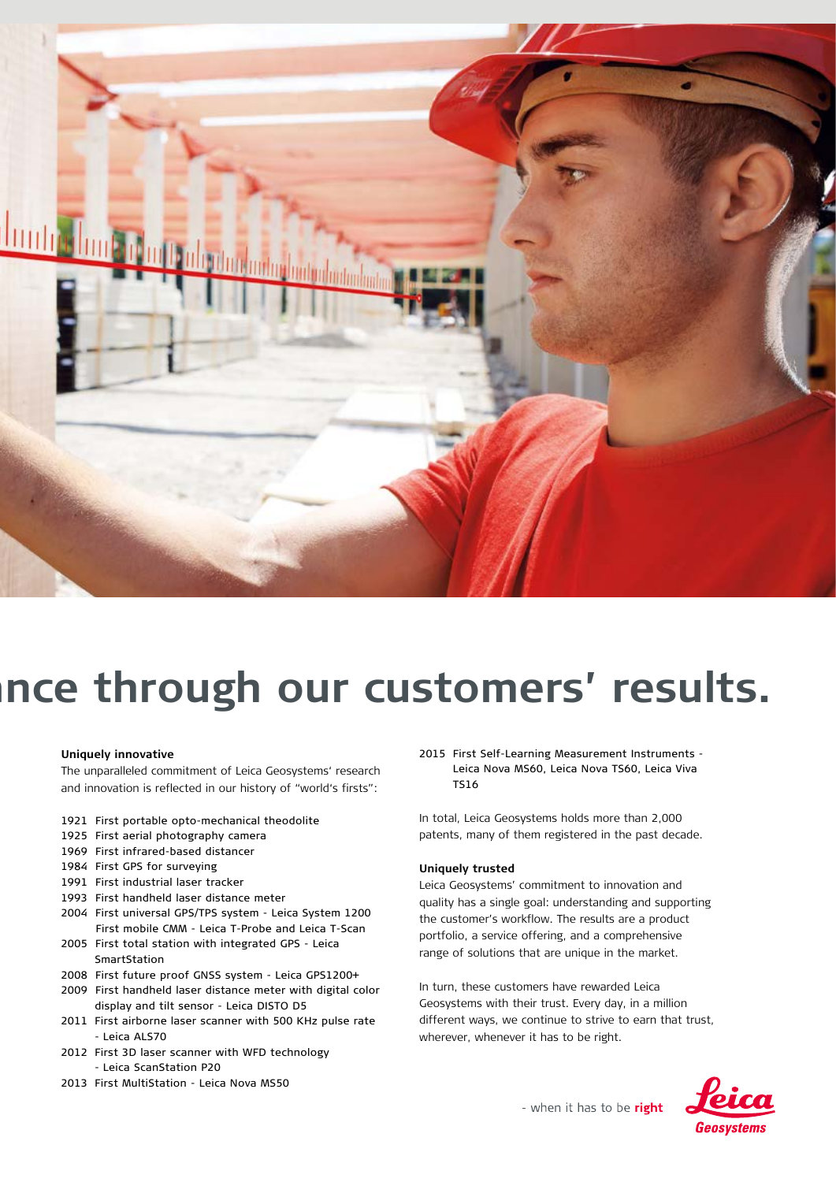# nce through our customers' results.

**Uniquely innovative**

The unparalleled commitment of Leica Geosystems' research and innovation is reflected in our history of "world's firsts":

- 1921 First portable opto-mechanical theodolite
- 1925 First aerial photography camera
- 1969 First infrared-based distancer
- 1984 First GPS for surveying
- 1991 First industrial laser tracker
- 1993 First handheld laser distance meter
- 2004 First universal GPS/TPS system - Leica System 1200
  First mobile CMM - Leica T-Probe and Leica T-Scan
- 2005 First total station with integrated GPS - Leica SmartStation
- 2008 First future proof GNSS system - Leica GPS1200+
- 2009 First handheld laser distance meter with digital color display and tilt sensor - Leica DISTO D5
- 2011 First airborne laser scanner with 500 KHz pulse rate - Leica ALS70
- 2012 First 3D laser scanner with WFD technology - Leica ScanStation P20
- 2013 First MultiStation - Leica Nova MS50
- 2015 First Self-Learning Measurement Instruments - Leica Nova MS60, Leica Nova TS60, Leica Viva TS16

In total, Leica Geosystems holds more than 2,000 patents, many of them registered in the past decade.

**Uniquely trusted**

Leica Geosystems' commitment to innovation and quality has a single goal: understanding and supporting the customer's workflow. The results are a product portfolio, a service offering, and a comprehensive range of solutions that are unique in the market.

In turn, these customers have rewarded Leica Geosystems with their trust. Every day, in a million different ways, we continue to strive to earn that trust, wherever, whenever it has to be right.

- when it has to be **right**

Leica Geosystems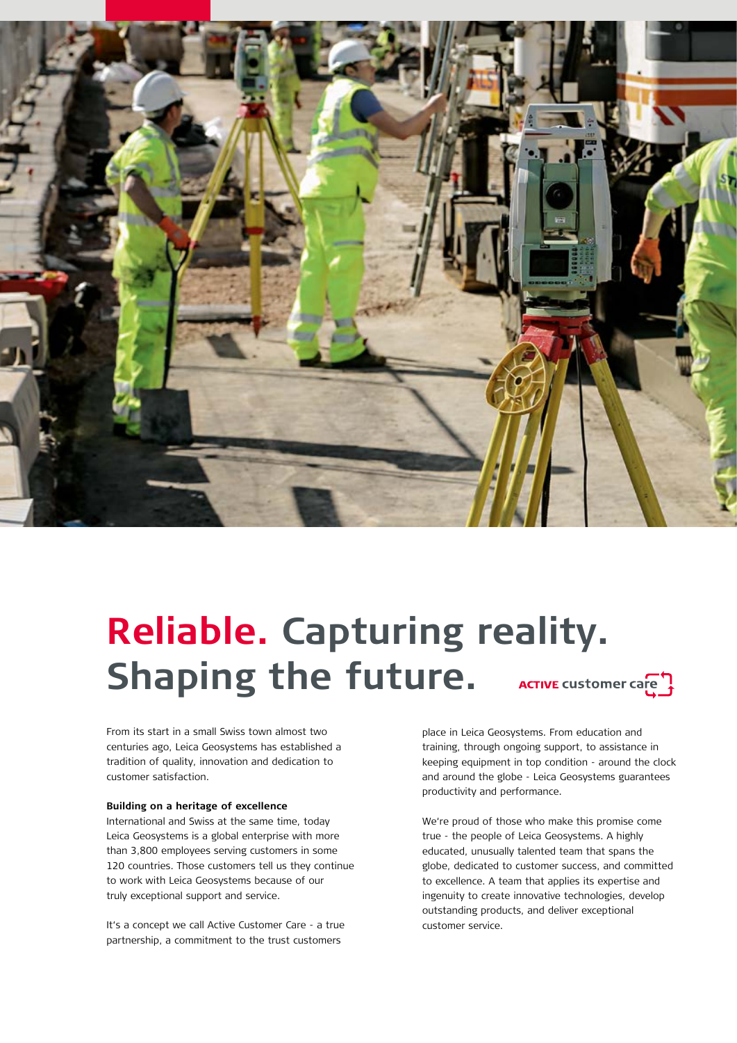# Reliable. Capturing reality. Shaping the future.

ACTIVE customer care

From its start in a small Swiss town almost two centuries ago, Leica Geosystems has established a tradition of quality, innovation and dedication to customer satisfaction.

**Building on a heritage of excellence**

International and Swiss at the same time, today Leica Geosystems is a global enterprise with more than 3,800 employees serving customers in some 120 countries. Those customers tell us they continue to work with Leica Geosystems because of our truly exceptional support and service.

It's a concept we call Active Customer Care - a true partnership, a commitment to the trust customers place in Leica Geosystems. From education and training, through ongoing support, to assistance in keeping equipment in top condition - around the clock and around the globe - Leica Geosystems guarantees productivity and performance.

We're proud of those who make this promise come true - the people of Leica Geosystems. A highly educated, unusually talented team that spans the globe, dedicated to customer success, and committed to excellence. A team that applies its expertise and ingenuity to create innovative technologies, develop outstanding products, and deliver exceptional customer service.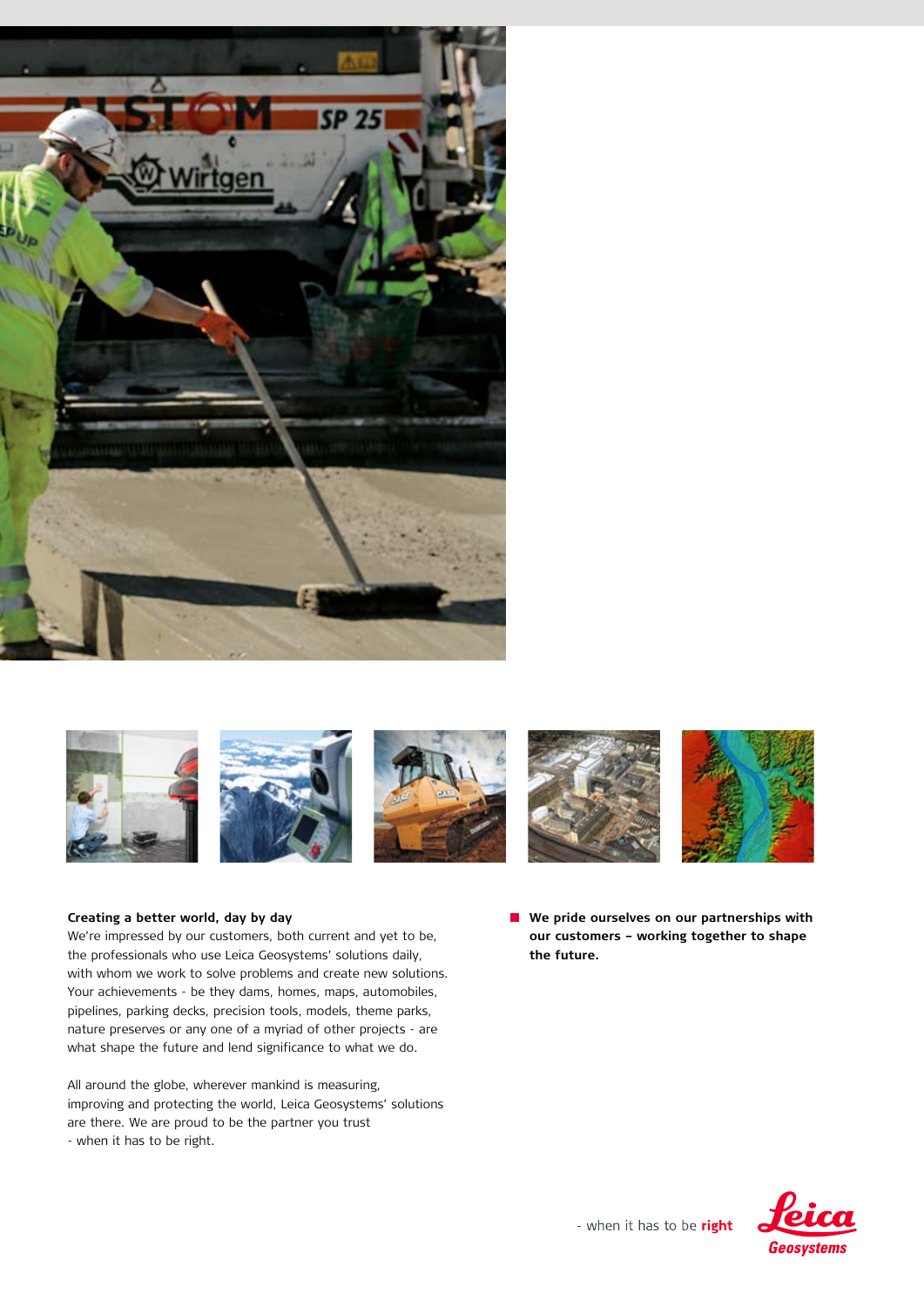**Creating a better world, day by day**

We're impressed by our customers, both current and yet to be, the professionals who use Leica Geosystems' solutions daily, with whom we work to solve problems and create new solutions. Your achievements - be they dams, homes, maps, automobiles, pipelines, parking decks, precision tools, models, theme parks, nature preserves or any one of a myriad of other projects - are what shape the future and lend significance to what we do.

All around the globe, wherever mankind is measuring, improving and protecting the world, Leica Geosystems' solutions are there. We are proud to be the partner you trust - when it has to be right.

- **We pride ourselves on our partnerships with our customers – working together to shape the future.**

- when it has to be **right**

Leica Geosystems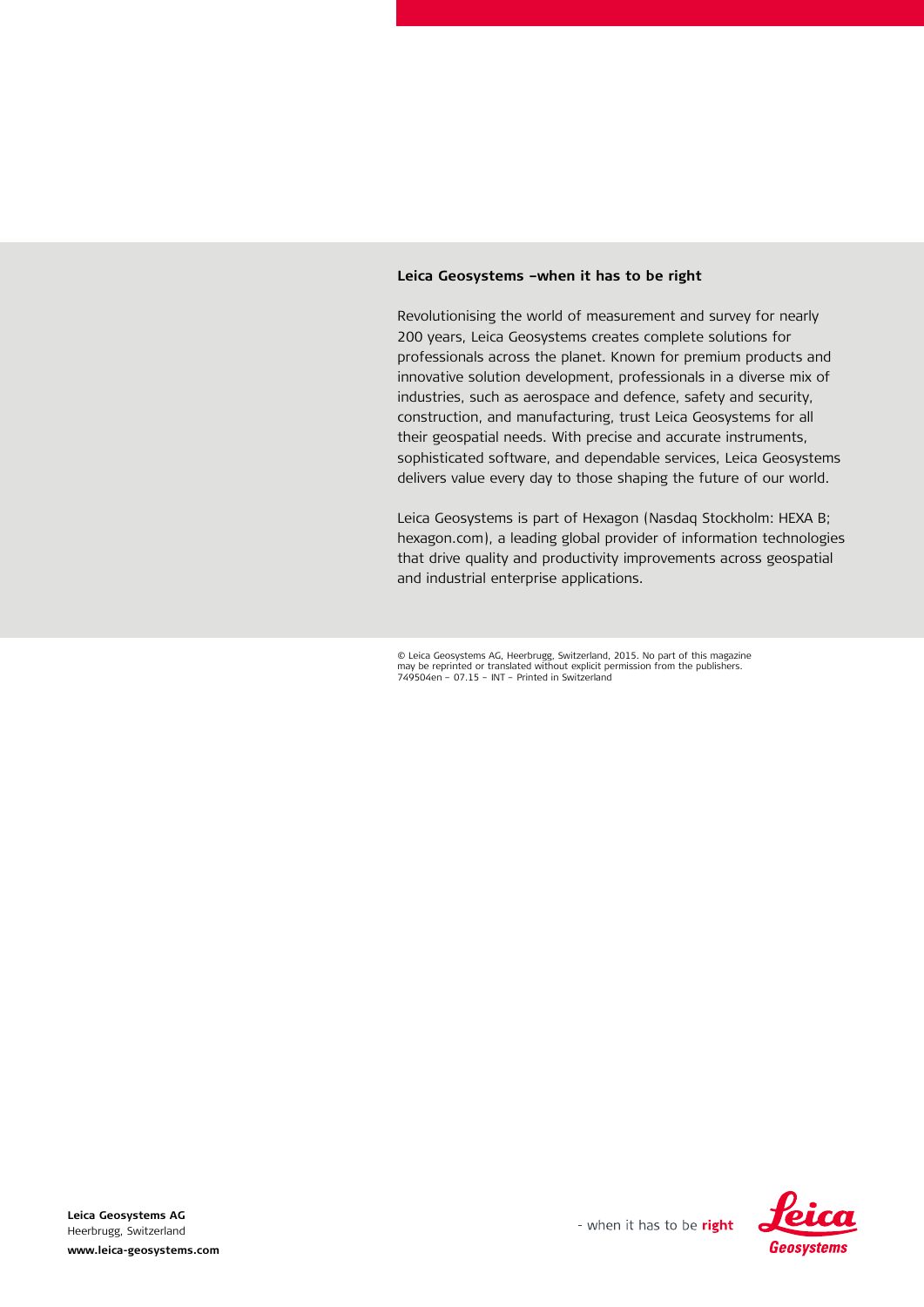**Leica Geosystems –when it has to be right**

Revolutionising the world of measurement and survey for nearly 200 years, Leica Geosystems creates complete solutions for professionals across the planet. Known for premium products and innovative solution development, professionals in a diverse mix of industries, such as aerospace and defence, safety and security, construction, and manufacturing, trust Leica Geosystems for all their geospatial needs. With precise and accurate instruments, sophisticated software, and dependable services, Leica Geosystems delivers value every day to those shaping the future of our world.

Leica Geosystems is part of Hexagon (Nasdaq Stockholm: HEXA B; hexagon.com), a leading global provider of information technologies that drive quality and productivity improvements across geospatial and industrial enterprise applications.

© Leica Geosystems AG, Heerbrugg, Switzerland, 2015. No part of this magazine may be reprinted or translated without explicit permission from the publishers.
749504en – 07.15 – INT – Printed in Switzerland

**Leica Geosystems AG**
Heerbrugg, Switzerland
**www.leica-geosystems.com**

- when it has to be **right**

Leica Geosystems